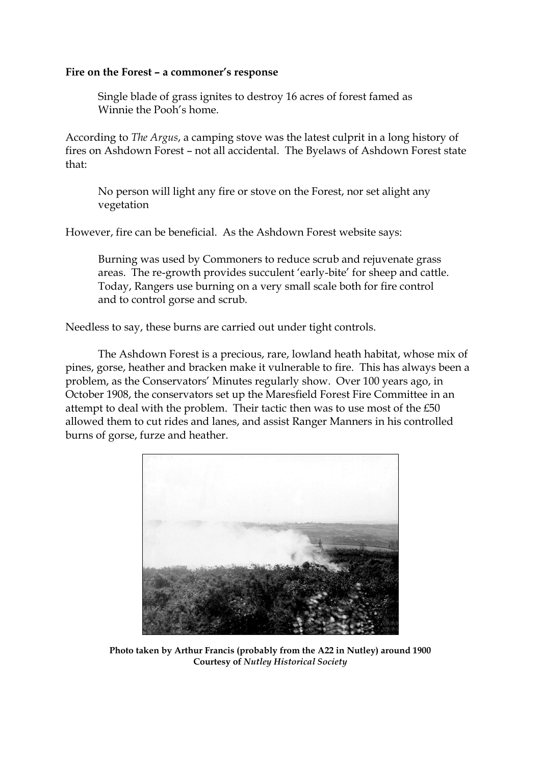**Fire on the Forest – a commoner's response**

> Single blade of grass ignites to destroy 16 acres of forest famed as Winnie the Pooh's home.

According to *The Argus*, a camping stove was the latest culprit in a long history of fires on Ashdown Forest – not all accidental. The Byelaws of Ashdown Forest state that:

> No person will light any fire or stove on the Forest, nor set alight any vegetation

However, fire can be beneficial. As the Ashdown Forest website says:

> Burning was used by Commoners to reduce scrub and rejuvenate grass areas. The re-growth provides succulent 'early-bite' for sheep and cattle. Today, Rangers use burning on a very small scale both for fire control and to control gorse and scrub.

Needless to say, these burns are carried out under tight controls.

The Ashdown Forest is a precious, rare, lowland heath habitat, whose mix of pines, gorse, heather and bracken make it vulnerable to fire. This has always been a problem, as the Conservators' Minutes regularly show. Over 100 years ago, in October 1908, the conservators set up the Maresfield Forest Fire Committee in an attempt to deal with the problem. Their tactic then was to use most of the £50 allowed them to cut rides and lanes, and assist Ranger Manners in his controlled burns of gorse, furze and heather.

**Photo taken by Arthur Francis (probably from the A22 in Nutley) around 1900**
**Courtesy of *Nutley Historical Society***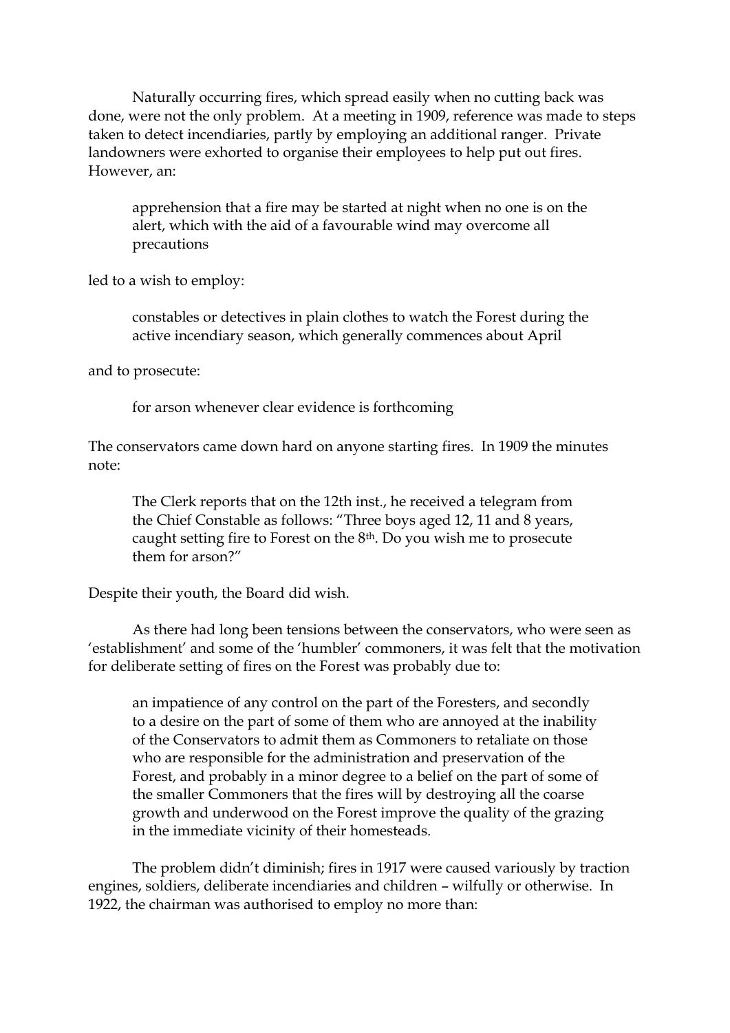Naturally occurring fires, which spread easily when no cutting back was done, were not the only problem. At a meeting in 1909, reference was made to steps taken to detect incendiaries, partly by employing an additional ranger. Private landowners were exhorted to organise their employees to help put out fires. However, an:

> apprehension that a fire may be started at night when no one is on the alert, which with the aid of a favourable wind may overcome all precautions

led to a wish to employ:

> constables or detectives in plain clothes to watch the Forest during the active incendiary season, which generally commences about April

and to prosecute:

> for arson whenever clear evidence is forthcoming

The conservators came down hard on anyone starting fires. In 1909 the minutes note:

> The Clerk reports that on the 12th inst., he received a telegram from the Chief Constable as follows: "Three boys aged 12, 11 and 8 years, caught setting fire to Forest on the 8th. Do you wish me to prosecute them for arson?"

Despite their youth, the Board did wish.

As there had long been tensions between the conservators, who were seen as 'establishment' and some of the 'humbler' commoners, it was felt that the motivation for deliberate setting of fires on the Forest was probably due to:

> an impatience of any control on the part of the Foresters, and secondly to a desire on the part of some of them who are annoyed at the inability of the Conservators to admit them as Commoners to retaliate on those who are responsible for the administration and preservation of the Forest, and probably in a minor degree to a belief on the part of some of the smaller Commoners that the fires will by destroying all the coarse growth and underwood on the Forest improve the quality of the grazing in the immediate vicinity of their homesteads.

The problem didn't diminish; fires in 1917 were caused variously by traction engines, soldiers, deliberate incendiaries and children – wilfully or otherwise. In 1922, the chairman was authorised to employ no more than: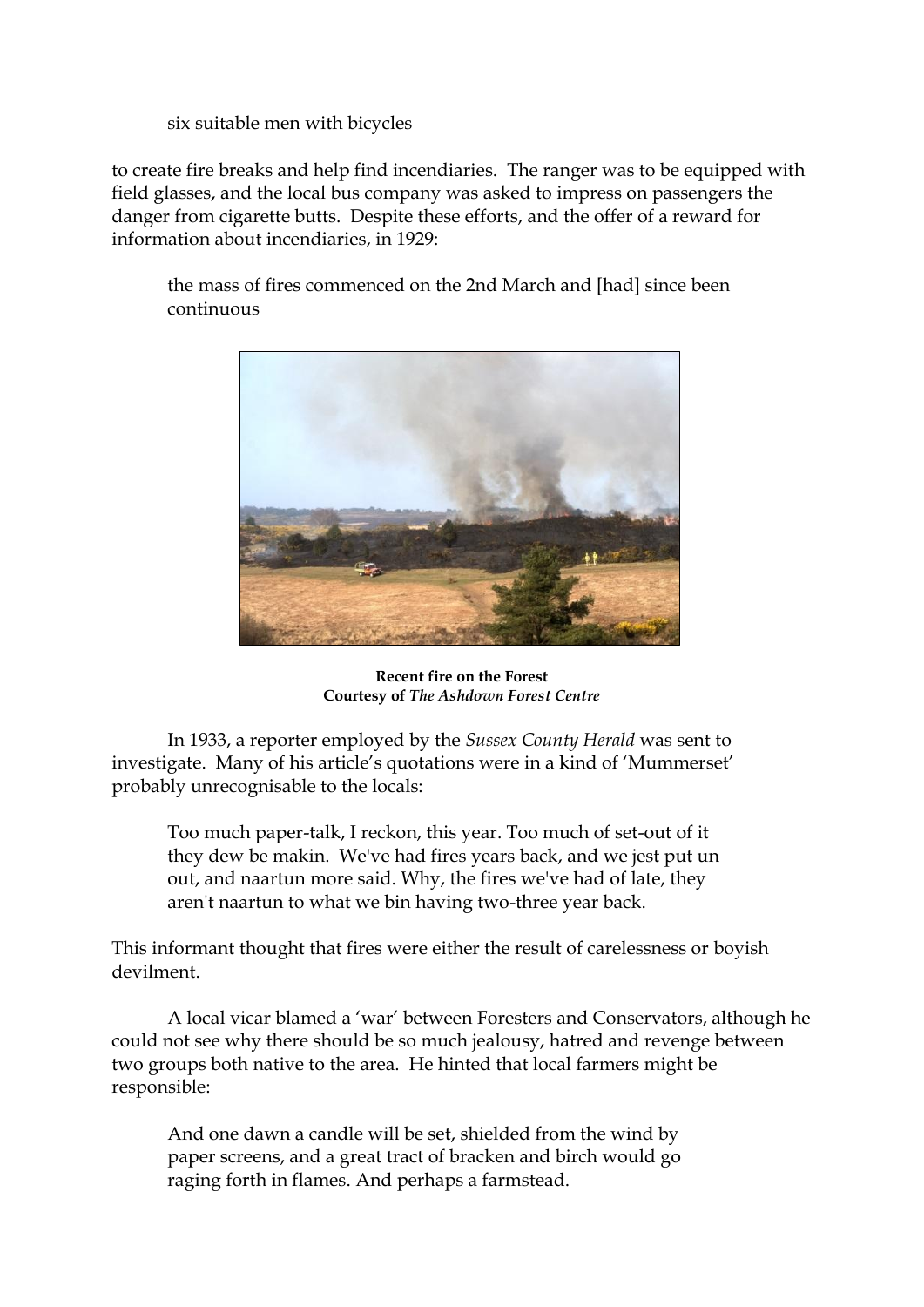six suitable men with bicycles

to create fire breaks and help find incendiaries. The ranger was to be equipped with field glasses, and the local bus company was asked to impress on passengers the danger from cigarette butts. Despite these efforts, and the offer of a reward for information about incendiaries, in 1929:

> the mass of fires commenced on the 2nd March and [had] since been continuous

**Recent fire on the Forest**
**Courtesy of *The Ashdown Forest Centre***

In 1933, a reporter employed by the *Sussex County Herald* was sent to investigate. Many of his article's quotations were in a kind of 'Mummerset' probably unrecognisable to the locals:

> Too much paper-talk, I reckon, this year. Too much of set-out of it they dew be makin. We've had fires years back, and we jest put un out, and naartun more said. Why, the fires we've had of late, they aren't naartun to what we bin having two-three year back.

This informant thought that fires were either the result of carelessness or boyish devilment.

A local vicar blamed a 'war' between Foresters and Conservators, although he could not see why there should be so much jealousy, hatred and revenge between two groups both native to the area. He hinted that local farmers might be responsible:

> And one dawn a candle will be set, shielded from the wind by paper screens, and a great tract of bracken and birch would go raging forth in flames. And perhaps a farmstead.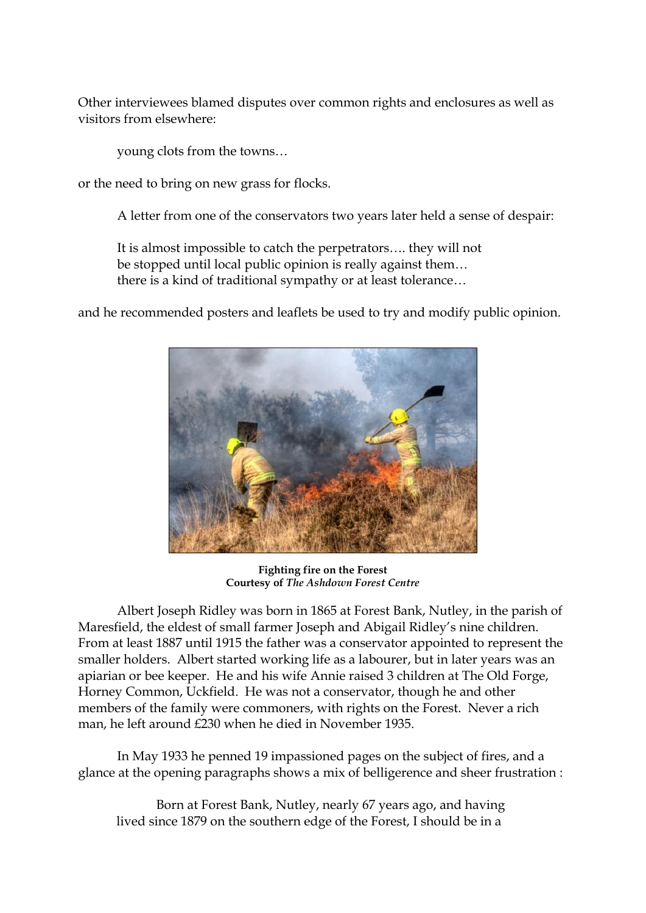Other interviewees blamed disputes over common rights and enclosures as well as visitors from elsewhere:

> young clots from the towns…

or the need to bring on new grass for flocks.

A letter from one of the conservators two years later held a sense of despair:

> It is almost impossible to catch the perpetrators…. they will not be stopped until local public opinion is really against them… there is a kind of traditional sympathy or at least tolerance…

and he recommended posters and leaflets be used to try and modify public opinion.

**Fighting fire on the Forest**
**Courtesy of *The Ashdown Forest Centre***

Albert Joseph Ridley was born in 1865 at Forest Bank, Nutley, in the parish of Maresfield, the eldest of small farmer Joseph and Abigail Ridley's nine children. From at least 1887 until 1915 the father was a conservator appointed to represent the smaller holders. Albert started working life as a labourer, but in later years was an apiarian or bee keeper. He and his wife Annie raised 3 children at The Old Forge, Horney Common, Uckfield. He was not a conservator, though he and other members of the family were commoners, with rights on the Forest. Never a rich man, he left around £230 when he died in November 1935.

In May 1933 he penned 19 impassioned pages on the subject of fires, and a glance at the opening paragraphs shows a mix of belligerence and sheer frustration :

> Born at Forest Bank, Nutley, nearly 67 years ago, and having lived since 1879 on the southern edge of the Forest, I should be in a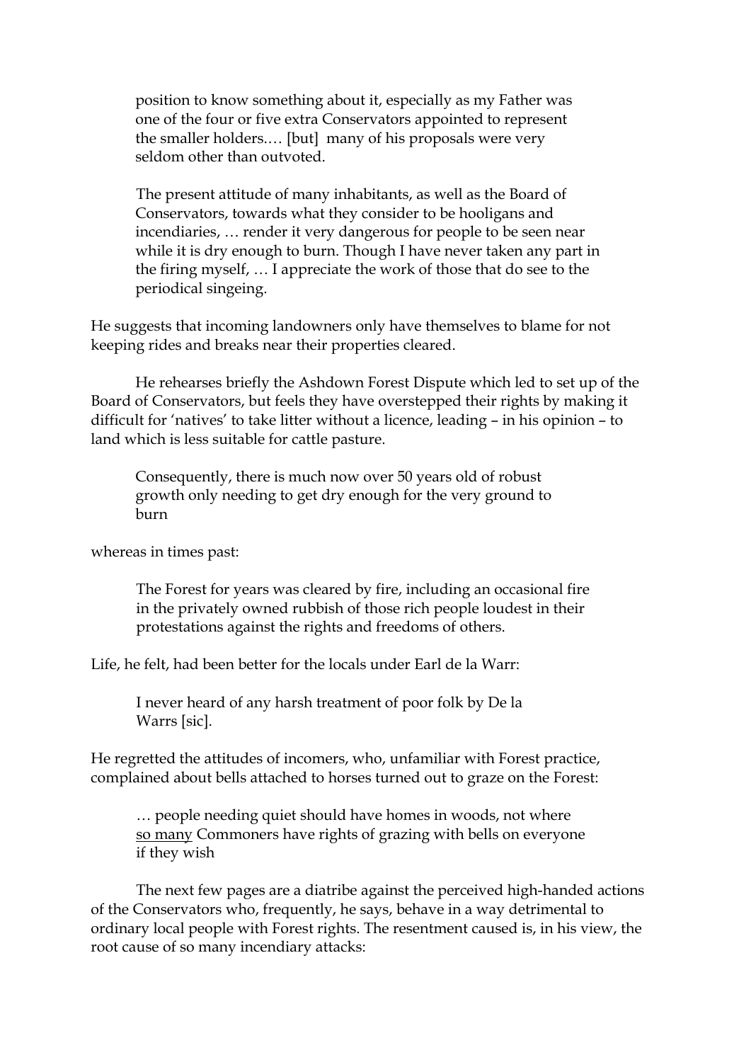> position to know something about it, especially as my Father was one of the four or five extra Conservators appointed to represent the smaller holders.… [but] many of his proposals were very seldom other than outvoted.
>
> The present attitude of many inhabitants, as well as the Board of Conservators, towards what they consider to be hooligans and incendiaries, … render it very dangerous for people to be seen near while it is dry enough to burn. Though I have never taken any part in the firing myself, … I appreciate the work of those that do see to the periodical singeing.

He suggests that incoming landowners only have themselves to blame for not keeping rides and breaks near their properties cleared.

He rehearses briefly the Ashdown Forest Dispute which led to set up of the Board of Conservators, but feels they have overstepped their rights by making it difficult for 'natives' to take litter without a licence, leading – in his opinion – to land which is less suitable for cattle pasture.

> Consequently, there is much now over 50 years old of robust growth only needing to get dry enough for the very ground to burn

whereas in times past:

> The Forest for years was cleared by fire, including an occasional fire in the privately owned rubbish of those rich people loudest in their protestations against the rights and freedoms of others.

Life, he felt, had been better for the locals under Earl de la Warr:

> I never heard of any harsh treatment of poor folk by De la Warrs [sic].

He regretted the attitudes of incomers, who, unfamiliar with Forest practice, complained about bells attached to horses turned out to graze on the Forest:

> … people needing quiet should have homes in woods, not where <u>so many</u> Commoners have rights of grazing with bells on everyone if they wish

The next few pages are a diatribe against the perceived high-handed actions of the Conservators who, frequently, he says, behave in a way detrimental to ordinary local people with Forest rights. The resentment caused is, in his view, the root cause of so many incendiary attacks: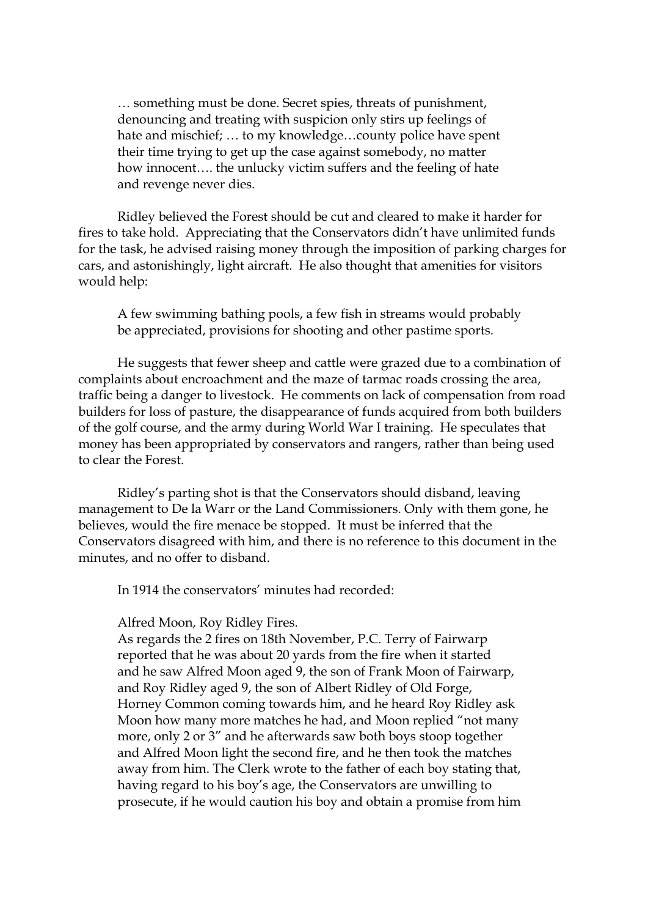… something must be done. Secret spies, threats of punishment, denouncing and treating with suspicion only stirs up feelings of hate and mischief; … to my knowledge…county police have spent their time trying to get up the case against somebody, no matter how innocent…. the unlucky victim suffers and the feeling of hate and revenge never dies.

Ridley believed the Forest should be cut and cleared to make it harder for fires to take hold. Appreciating that the Conservators didn't have unlimited funds for the task, he advised raising money through the imposition of parking charges for cars, and astonishingly, light aircraft. He also thought that amenities for visitors would help:

A few swimming bathing pools, a few fish in streams would probably be appreciated, provisions for shooting and other pastime sports.

He suggests that fewer sheep and cattle were grazed due to a combination of complaints about encroachment and the maze of tarmac roads crossing the area, traffic being a danger to livestock. He comments on lack of compensation from road builders for loss of pasture, the disappearance of funds acquired from both builders of the golf course, and the army during World War I training. He speculates that money has been appropriated by conservators and rangers, rather than being used to clear the Forest.

Ridley's parting shot is that the Conservators should disband, leaving management to De la Warr or the Land Commissioners. Only with them gone, he believes, would the fire menace be stopped. It must be inferred that the Conservators disagreed with him, and there is no reference to this document in the minutes, and no offer to disband.

In 1914 the conservators' minutes had recorded:

Alfred Moon, Roy Ridley Fires.
As regards the 2 fires on 18th November, P.C. Terry of Fairwarp reported that he was about 20 yards from the fire when it started and he saw Alfred Moon aged 9, the son of Frank Moon of Fairwarp, and Roy Ridley aged 9, the son of Albert Ridley of Old Forge, Horney Common coming towards him, and he heard Roy Ridley ask Moon how many more matches he had, and Moon replied "not many more, only 2 or 3" and he afterwards saw both boys stoop together and Alfred Moon light the second fire, and he then took the matches away from him. The Clerk wrote to the father of each boy stating that, having regard to his boy's age, the Conservators are unwilling to prosecute, if he would caution his boy and obtain a promise from him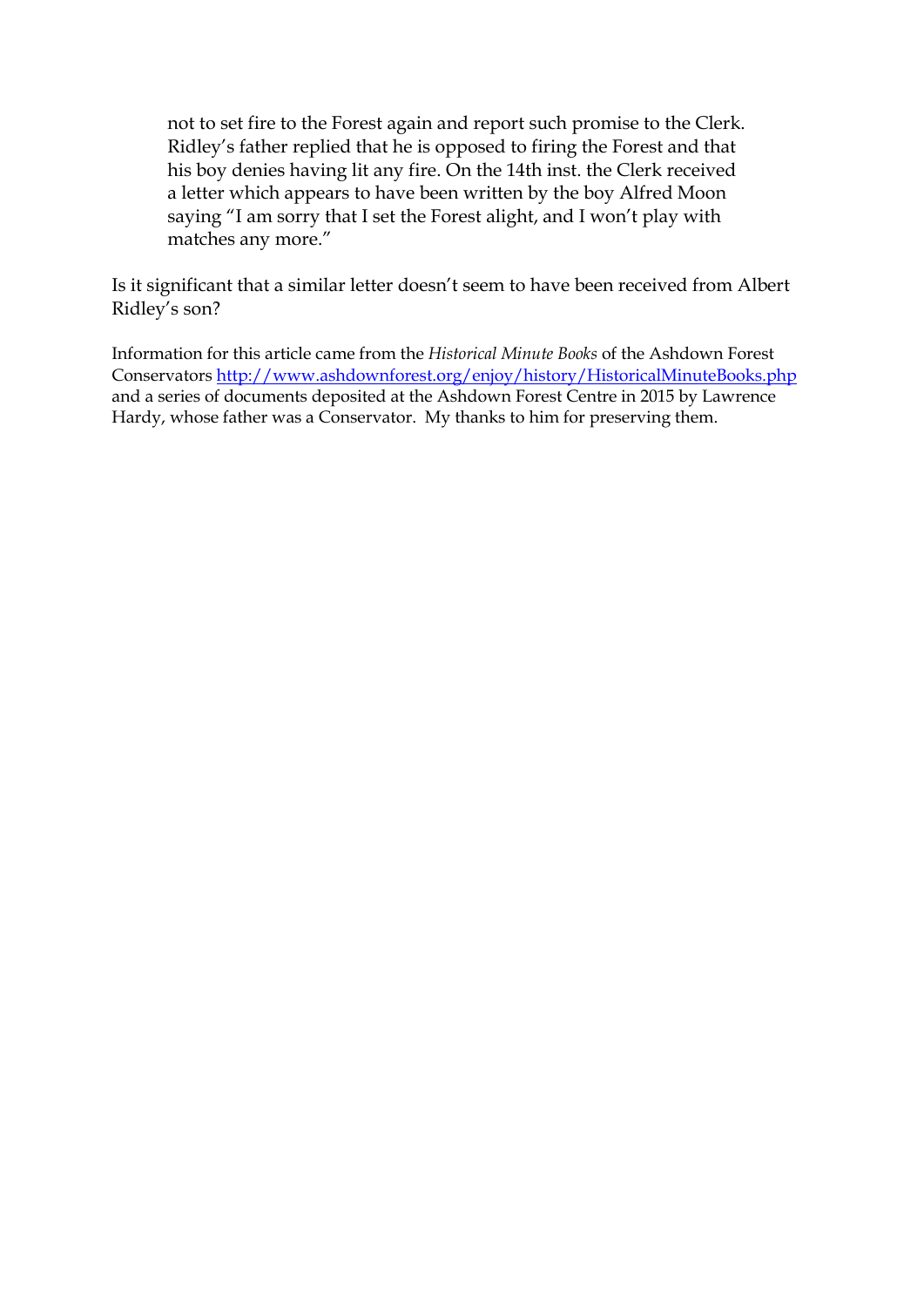> not to set fire to the Forest again and report such promise to the Clerk. Ridley's father replied that he is opposed to firing the Forest and that his boy denies having lit any fire. On the 14th inst. the Clerk received a letter which appears to have been written by the boy Alfred Moon saying "I am sorry that I set the Forest alight, and I won't play with matches any more."

Is it significant that a similar letter doesn't seem to have been received from Albert Ridley's son?

Information for this article came from the *Historical Minute Books* of the Ashdown Forest Conservators http://www.ashdownforest.org/enjoy/history/HistoricalMinuteBooks.php and a series of documents deposited at the Ashdown Forest Centre in 2015 by Lawrence Hardy, whose father was a Conservator. My thanks to him for preserving them.